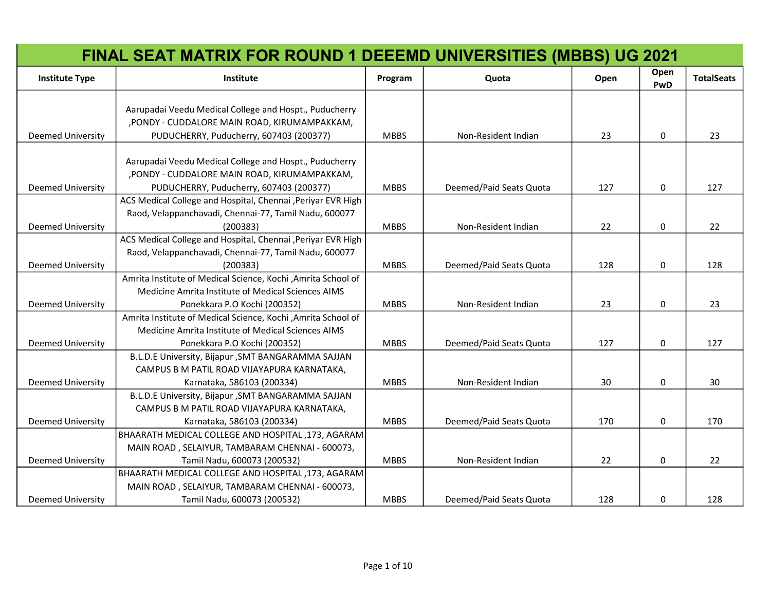# FINAL SEAT MATRIX FOR ROUND 1 DEEEMD UNIVERSITIES (MBBS) UG 2021

| Institute Type | Institute | Program | Quota | Open | Open PwD | TotalSeats |
|---|---|---|---|---|---|---|
| Deemed University | Aarupadai Veedu Medical College and Hospt., Puducherry ,PONDY - CUDDALORE MAIN ROAD, KIRUMAMPAKKAM, PUDUCHERRY, Puducherry, 607403 (200377) | MBBS | Non-Resident Indian | 23 | 0 | 23 |
| Deemed University | Aarupadai Veedu Medical College and Hospt., Puducherry ,PONDY - CUDDALORE MAIN ROAD, KIRUMAMPAKKAM, PUDUCHERRY, Puducherry, 607403 (200377) | MBBS | Deemed/Paid Seats Quota | 127 | 0 | 127 |
| Deemed University | ACS Medical College and Hospital, Chennai ,Periyar EVR High Raod, Velappanchavadi, Chennai-77, Tamil Nadu, 600077 (200383) | MBBS | Non-Resident Indian | 22 | 0 | 22 |
| Deemed University | ACS Medical College and Hospital, Chennai ,Periyar EVR High Raod, Velappanchavadi, Chennai-77, Tamil Nadu, 600077 (200383) | MBBS | Deemed/Paid Seats Quota | 128 | 0 | 128 |
| Deemed University | Amrita Institute of Medical Science, Kochi ,Amrita School of Medicine Amrita Institute of Medical Sciences AIMS Ponekkara P.O Kochi (200352) | MBBS | Non-Resident Indian | 23 | 0 | 23 |
| Deemed University | Amrita Institute of Medical Science, Kochi ,Amrita School of Medicine Amrita Institute of Medical Sciences AIMS Ponekkara P.O Kochi (200352) | MBBS | Deemed/Paid Seats Quota | 127 | 0 | 127 |
| Deemed University | B.L.D.E University, Bijapur ,SMT BANGARAMMA SAJJAN CAMPUS B M PATIL ROAD VIJAYAPURA KARNATAKA, Karnataka, 586103 (200334) | MBBS | Non-Resident Indian | 30 | 0 | 30 |
| Deemed University | B.L.D.E University, Bijapur ,SMT BANGARAMMA SAJJAN CAMPUS B M PATIL ROAD VIJAYAPURA KARNATAKA, Karnataka, 586103 (200334) | MBBS | Deemed/Paid Seats Quota | 170 | 0 | 170 |
| Deemed University | BHAARATH MEDICAL COLLEGE AND HOSPITAL ,173, AGARAM MAIN ROAD , SELAIYUR, TAMBARAM CHENNAI - 600073, Tamil Nadu, 600073 (200532) | MBBS | Non-Resident Indian | 22 | 0 | 22 |
| Deemed University | BHAARATH MEDICAL COLLEGE AND HOSPITAL ,173, AGARAM MAIN ROAD , SELAIYUR, TAMBARAM CHENNAI - 600073, Tamil Nadu, 600073 (200532) | MBBS | Deemed/Paid Seats Quota | 128 | 0 | 128 |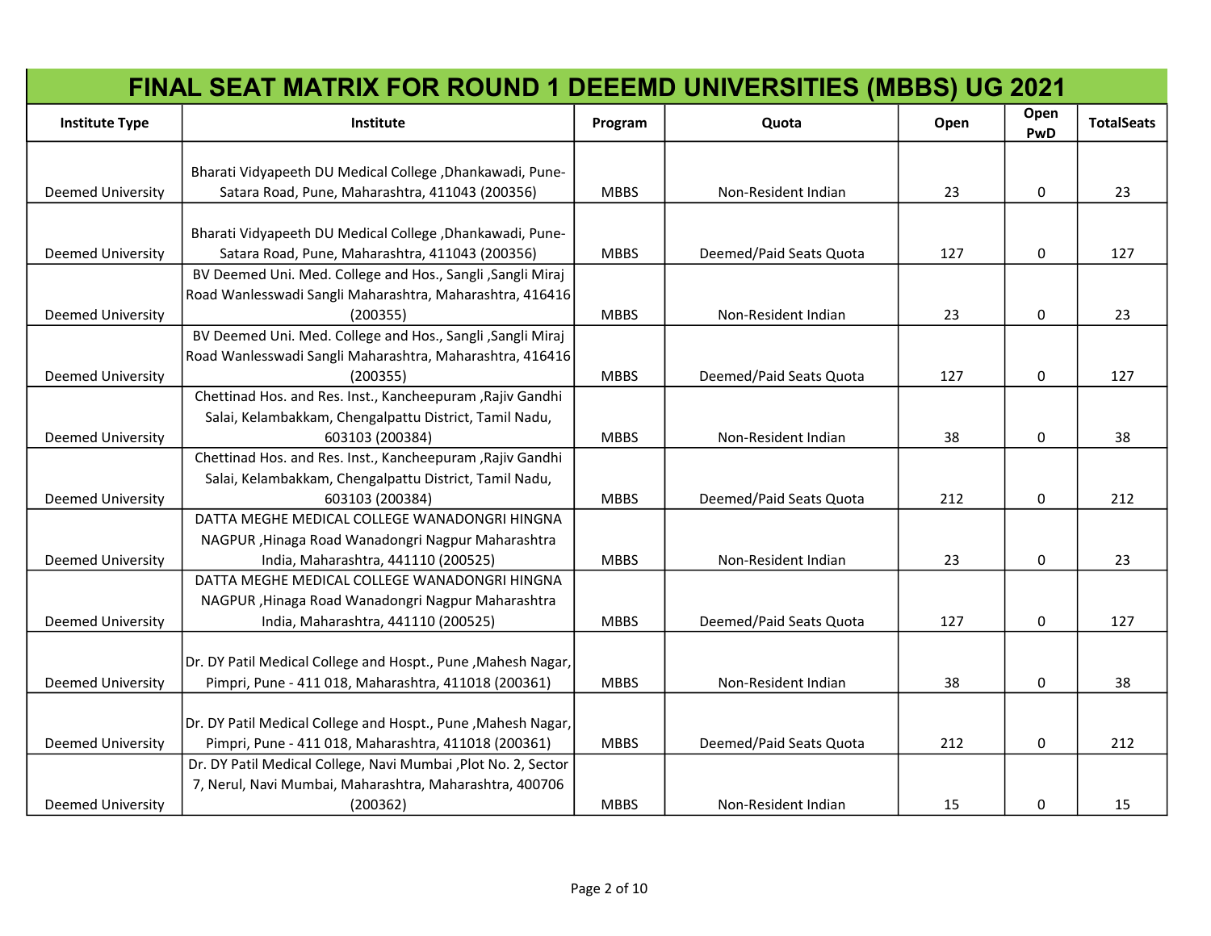# FINAL SEAT MATRIX FOR ROUND 1 DEEEMD UNIVERSITIES (MBBS) UG 2021

| Institute Type | Institute | Program | Quota | Open | Open PwD | TotalSeats |
|---|---|---|---|---|---|---|
| Deemed University | Bharati Vidyapeeth DU Medical College ,Dhankawadi, Pune-Satara Road, Pune, Maharashtra, 411043 (200356) | MBBS | Non-Resident Indian | 23 | 0 | 23 |
| Deemed University | Bharati Vidyapeeth DU Medical College ,Dhankawadi, Pune-Satara Road, Pune, Maharashtra, 411043 (200356) | MBBS | Deemed/Paid Seats Quota | 127 | 0 | 127 |
| Deemed University | BV Deemed Uni. Med. College and Hos., Sangli ,Sangli Miraj Road Wanlesswadi Sangli Maharashtra, Maharashtra, 416416 (200355) | MBBS | Non-Resident Indian | 23 | 0 | 23 |
| Deemed University | BV Deemed Uni. Med. College and Hos., Sangli ,Sangli Miraj Road Wanlesswadi Sangli Maharashtra, Maharashtra, 416416 (200355) | MBBS | Deemed/Paid Seats Quota | 127 | 0 | 127 |
| Deemed University | Chettinad Hos. and Res. Inst., Kancheepuram ,Rajiv Gandhi Salai, Kelambakkam, Chengalpattu District, Tamil Nadu, 603103 (200384) | MBBS | Non-Resident Indian | 38 | 0 | 38 |
| Deemed University | Chettinad Hos. and Res. Inst., Kancheepuram ,Rajiv Gandhi Salai, Kelambakkam, Chengalpattu District, Tamil Nadu, 603103 (200384) | MBBS | Deemed/Paid Seats Quota | 212 | 0 | 212 |
| Deemed University | DATTA MEGHE MEDICAL COLLEGE WANADONGRI HINGNA NAGPUR ,Hinaga Road Wanadongri Nagpur Maharashtra India, Maharashtra, 441110 (200525) | MBBS | Non-Resident Indian | 23 | 0 | 23 |
| Deemed University | DATTA MEGHE MEDICAL COLLEGE WANADONGRI HINGNA NAGPUR ,Hinaga Road Wanadongri Nagpur Maharashtra India, Maharashtra, 441110 (200525) | MBBS | Deemed/Paid Seats Quota | 127 | 0 | 127 |
| Deemed University | Dr. DY Patil Medical College and Hospt., Pune ,Mahesh Nagar, Pimpri, Pune - 411 018, Maharashtra, 411018 (200361) | MBBS | Non-Resident Indian | 38 | 0 | 38 |
| Deemed University | Dr. DY Patil Medical College and Hospt., Pune ,Mahesh Nagar, Pimpri, Pune - 411 018, Maharashtra, 411018 (200361) | MBBS | Deemed/Paid Seats Quota | 212 | 0 | 212 |
| Deemed University | Dr. DY Patil Medical College, Navi Mumbai ,Plot No. 2, Sector 7, Nerul, Navi Mumbai, Maharashtra, Maharashtra, 400706 (200362) | MBBS | Non-Resident Indian | 15 | 0 | 15 |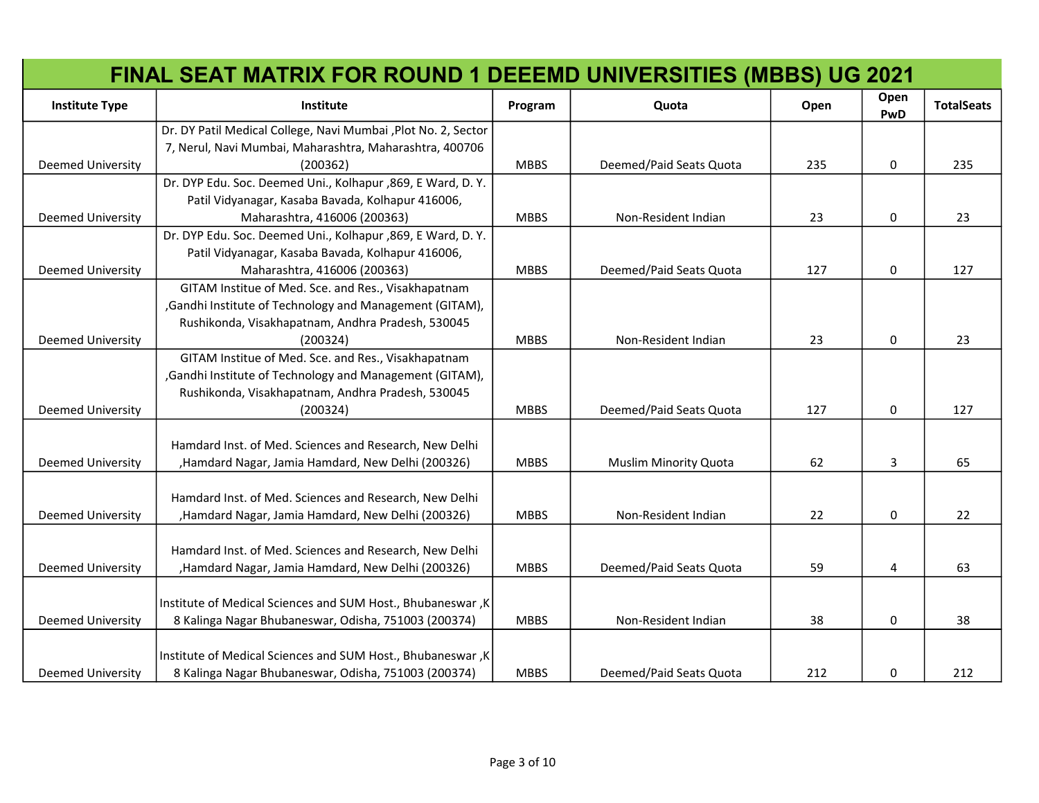| FINAL SEAT MATRIX FOR ROUND 1 DEEEMD UNIVERSITIES (MBBS) UG 2021 | | | | | | |
|---|---|---|---|---|---|---|
| Institute Type | Institute | Program | Quota | Open | Open PwD | TotalSeats |
| Deemed University | Dr. DY Patil Medical College, Navi Mumbai ,Plot No. 2, Sector 7, Nerul, Navi Mumbai, Maharashtra, Maharashtra, 400706 (200362) | MBBS | Deemed/Paid Seats Quota | 235 | 0 | 235 |
| Deemed University | Dr. DYP Edu. Soc. Deemed Uni., Kolhapur ,869, E Ward, D. Y. Patil Vidyanagar, Kasaba Bavada, Kolhapur 416006, Maharashtra, 416006 (200363) | MBBS | Non-Resident Indian | 23 | 0 | 23 |
| Deemed University | Dr. DYP Edu. Soc. Deemed Uni., Kolhapur ,869, E Ward, D. Y. Patil Vidyanagar, Kasaba Bavada, Kolhapur 416006, Maharashtra, 416006 (200363) | MBBS | Deemed/Paid Seats Quota | 127 | 0 | 127 |
| Deemed University | GITAM Institue of Med. Sce. and Res., Visakhapatnam ,Gandhi Institute of Technology and Management (GITAM), Rushikonda, Visakhapatnam, Andhra Pradesh, 530045 (200324) | MBBS | Non-Resident Indian | 23 | 0 | 23 |
| Deemed University | GITAM Institue of Med. Sce. and Res., Visakhapatnam ,Gandhi Institute of Technology and Management (GITAM), Rushikonda, Visakhapatnam, Andhra Pradesh, 530045 (200324) | MBBS | Deemed/Paid Seats Quota | 127 | 0 | 127 |
| Deemed University | Hamdard Inst. of Med. Sciences and Research, New Delhi ,Hamdard Nagar, Jamia Hamdard, New Delhi (200326) | MBBS | Muslim Minority Quota | 62 | 3 | 65 |
| Deemed University | Hamdard Inst. of Med. Sciences and Research, New Delhi ,Hamdard Nagar, Jamia Hamdard, New Delhi (200326) | MBBS | Non-Resident Indian | 22 | 0 | 22 |
| Deemed University | Hamdard Inst. of Med. Sciences and Research, New Delhi ,Hamdard Nagar, Jamia Hamdard, New Delhi (200326) | MBBS | Deemed/Paid Seats Quota | 59 | 4 | 63 |
| Deemed University | Institute of Medical Sciences and SUM Host., Bhubaneswar ,K 8 Kalinga Nagar Bhubaneswar, Odisha, 751003 (200374) | MBBS | Non-Resident Indian | 38 | 0 | 38 |
| Deemed University | Institute of Medical Sciences and SUM Host., Bhubaneswar ,K 8 Kalinga Nagar Bhubaneswar, Odisha, 751003 (200374) | MBBS | Deemed/Paid Seats Quota | 212 | 0 | 212 |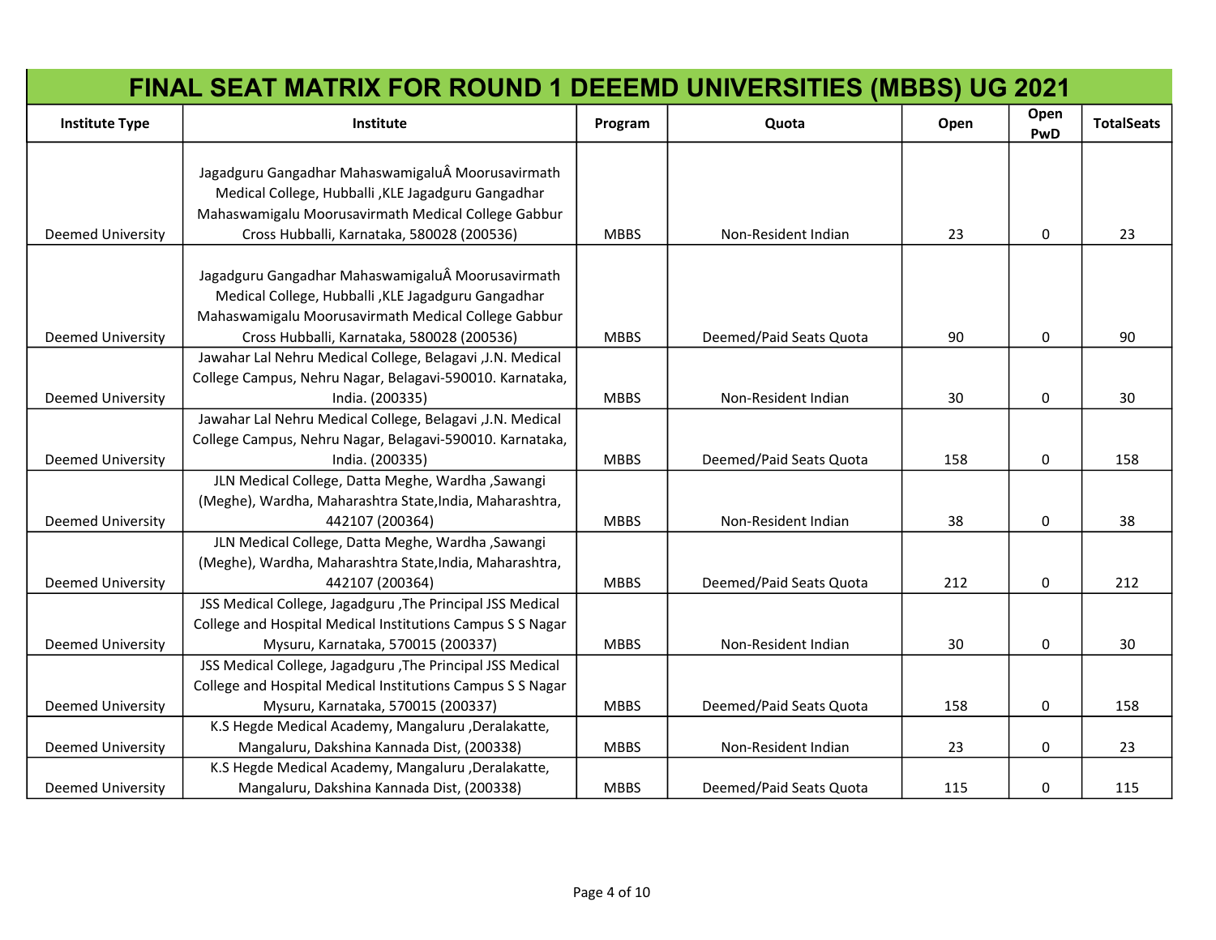# FINAL SEAT MATRIX FOR ROUND 1 DEEEMD UNIVERSITIES (MBBS) UG 2021

| Institute Type | Institute | Program | Quota | Open | Open PwD | TotalSeats |
|---|---|---|---|---|---|---|
| Deemed University | Jagadguru Gangadhar MahaswamigaluÂ Moorusavirmath Medical College, Hubballi ,KLE Jagadguru Gangadhar Mahaswamigalu Moorusavirmath Medical College Gabbur Cross Hubballi, Karnataka, 580028 (200536) | MBBS | Non-Resident Indian | 23 | 0 | 23 |
| Deemed University | Jagadguru Gangadhar MahaswamigaluÂ Moorusavirmath Medical College, Hubballi ,KLE Jagadguru Gangadhar Mahaswamigalu Moorusavirmath Medical College Gabbur Cross Hubballi, Karnataka, 580028 (200536) | MBBS | Deemed/Paid Seats Quota | 90 | 0 | 90 |
| Deemed University | Jawahar Lal Nehru Medical College, Belagavi ,J.N. Medical College Campus, Nehru Nagar, Belagavi-590010. Karnataka, India. (200335) | MBBS | Non-Resident Indian | 30 | 0 | 30 |
| Deemed University | Jawahar Lal Nehru Medical College, Belagavi ,J.N. Medical College Campus, Nehru Nagar, Belagavi-590010. Karnataka, India. (200335) | MBBS | Deemed/Paid Seats Quota | 158 | 0 | 158 |
| Deemed University | JLN Medical College, Datta Meghe, Wardha ,Sawangi (Meghe), Wardha, Maharashtra State,India, Maharashtra, 442107 (200364) | MBBS | Non-Resident Indian | 38 | 0 | 38 |
| Deemed University | JLN Medical College, Datta Meghe, Wardha ,Sawangi (Meghe), Wardha, Maharashtra State,India, Maharashtra, 442107 (200364) | MBBS | Deemed/Paid Seats Quota | 212 | 0 | 212 |
| Deemed University | JSS Medical College, Jagadguru ,The Principal JSS Medical College and Hospital Medical Institutions Campus S S Nagar Mysuru, Karnataka, 570015 (200337) | MBBS | Non-Resident Indian | 30 | 0 | 30 |
| Deemed University | JSS Medical College, Jagadguru ,The Principal JSS Medical College and Hospital Medical Institutions Campus S S Nagar Mysuru, Karnataka, 570015 (200337) | MBBS | Deemed/Paid Seats Quota | 158 | 0 | 158 |
| Deemed University | K.S Hegde Medical Academy, Mangaluru ,Deralakatte, Mangaluru, Dakshina Kannada Dist, (200338) | MBBS | Non-Resident Indian | 23 | 0 | 23 |
| Deemed University | K.S Hegde Medical Academy, Mangaluru ,Deralakatte, Mangaluru, Dakshina Kannada Dist, (200338) | MBBS | Deemed/Paid Seats Quota | 115 | 0 | 115 |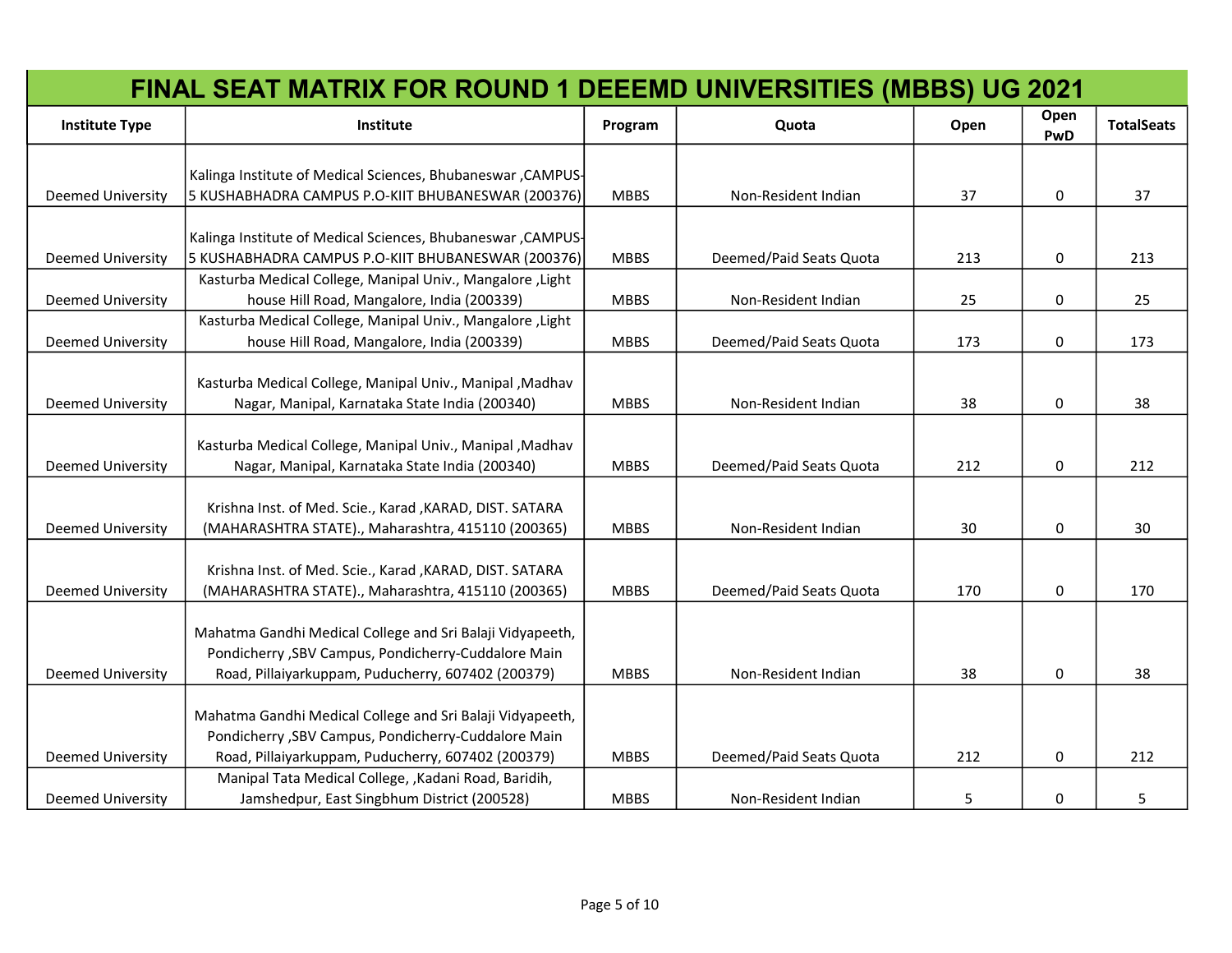# FINAL SEAT MATRIX FOR ROUND 1 DEEEMD UNIVERSITIES (MBBS) UG 2021

| Institute Type | Institute | Program | Quota | Open | Open PwD | TotalSeats |
|---|---|---|---|---|---|---|
| Deemed University | Kalinga Institute of Medical Sciences, Bhubaneswar ,CAMPUS-5 KUSHABHADRA CAMPUS P.O-KIIT BHUBANESWAR (200376) | MBBS | Non-Resident Indian | 37 | 0 | 37 |
| Deemed University | Kalinga Institute of Medical Sciences, Bhubaneswar ,CAMPUS-5 KUSHABHADRA CAMPUS P.O-KIIT BHUBANESWAR (200376) | MBBS | Deemed/Paid Seats Quota | 213 | 0 | 213 |
| Deemed University | Kasturba Medical College, Manipal Univ., Mangalore ,Light house Hill Road, Mangalore, India (200339) | MBBS | Non-Resident Indian | 25 | 0 | 25 |
| Deemed University | Kasturba Medical College, Manipal Univ., Mangalore ,Light house Hill Road, Mangalore, India (200339) | MBBS | Deemed/Paid Seats Quota | 173 | 0 | 173 |
| Deemed University | Kasturba Medical College, Manipal Univ., Manipal ,Madhav Nagar, Manipal, Karnataka State India (200340) | MBBS | Non-Resident Indian | 38 | 0 | 38 |
| Deemed University | Kasturba Medical College, Manipal Univ., Manipal ,Madhav Nagar, Manipal, Karnataka State India (200340) | MBBS | Deemed/Paid Seats Quota | 212 | 0 | 212 |
| Deemed University | Krishna Inst. of Med. Scie., Karad ,KARAD, DIST. SATARA (MAHARASHTRA STATE)., Maharashtra, 415110 (200365) | MBBS | Non-Resident Indian | 30 | 0 | 30 |
| Deemed University | Krishna Inst. of Med. Scie., Karad ,KARAD, DIST. SATARA (MAHARASHTRA STATE)., Maharashtra, 415110 (200365) | MBBS | Deemed/Paid Seats Quota | 170 | 0 | 170 |
| Deemed University | Mahatma Gandhi Medical College and Sri Balaji Vidyapeeth, Pondicherry ,SBV Campus, Pondicherry-Cuddalore Main Road, Pillaiyarkuppam, Puducherry, 607402 (200379) | MBBS | Non-Resident Indian | 38 | 0 | 38 |
| Deemed University | Mahatma Gandhi Medical College and Sri Balaji Vidyapeeth, Pondicherry ,SBV Campus, Pondicherry-Cuddalore Main Road, Pillaiyarkuppam, Puducherry, 607402 (200379) | MBBS | Deemed/Paid Seats Quota | 212 | 0 | 212 |
| Deemed University | Manipal Tata Medical College, ,Kadani Road, Baridih, Jamshedpur, East Singbhum District (200528) | MBBS | Non-Resident Indian | 5 | 0 | 5 |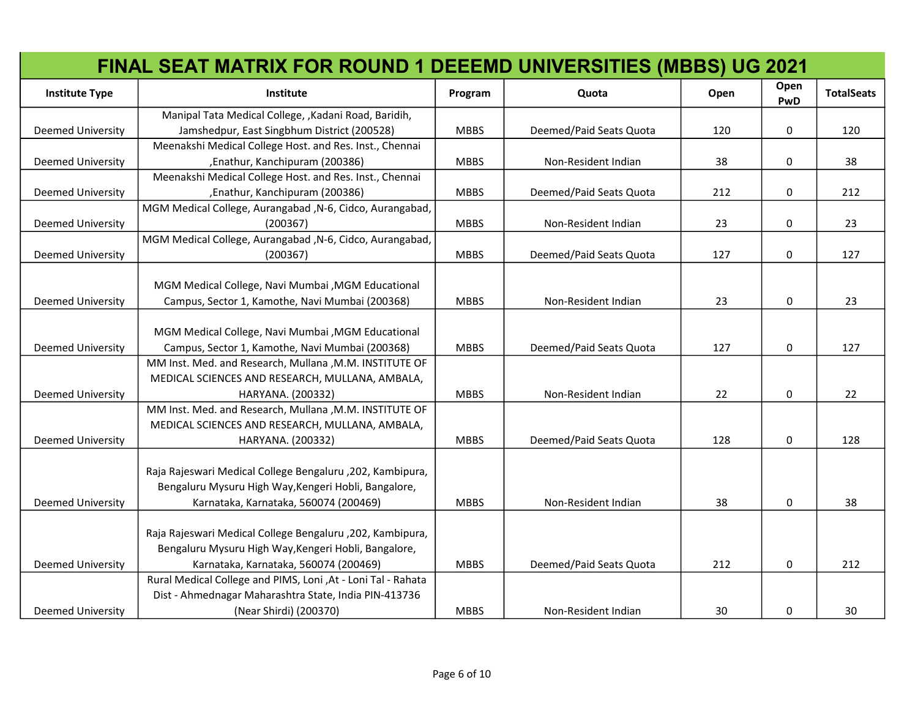# FINAL SEAT MATRIX FOR ROUND 1 DEEEMD UNIVERSITIES (MBBS) UG 2021

| Institute Type | Institute | Program | Quota | Open | Open PwD | TotalSeats |
|---|---|---|---|---|---|---|
| Deemed University | Manipal Tata Medical College, ,Kadani Road, Baridih, Jamshedpur, East Singbhum District (200528) | MBBS | Deemed/Paid Seats Quota | 120 | 0 | 120 |
| Deemed University | Meenakshi Medical College Host. and Res. Inst., Chennai ,Enathur, Kanchipuram (200386) | MBBS | Non-Resident Indian | 38 | 0 | 38 |
| Deemed University | Meenakshi Medical College Host. and Res. Inst., Chennai ,Enathur, Kanchipuram (200386) | MBBS | Deemed/Paid Seats Quota | 212 | 0 | 212 |
| Deemed University | MGM Medical College, Aurangabad ,N-6, Cidco, Aurangabad, (200367) | MBBS | Non-Resident Indian | 23 | 0 | 23 |
| Deemed University | MGM Medical College, Aurangabad ,N-6, Cidco, Aurangabad, (200367) | MBBS | Deemed/Paid Seats Quota | 127 | 0 | 127 |
| Deemed University | MGM Medical College, Navi Mumbai ,MGM Educational Campus, Sector 1, Kamothe, Navi Mumbai (200368) | MBBS | Non-Resident Indian | 23 | 0 | 23 |
| Deemed University | MGM Medical College, Navi Mumbai ,MGM Educational Campus, Sector 1, Kamothe, Navi Mumbai (200368) | MBBS | Deemed/Paid Seats Quota | 127 | 0 | 127 |
| Deemed University | MM Inst. Med. and Research, Mullana ,M.M. INSTITUTE OF MEDICAL SCIENCES AND RESEARCH, MULLANA, AMBALA, HARYANA. (200332) | MBBS | Non-Resident Indian | 22 | 0 | 22 |
| Deemed University | MM Inst. Med. and Research, Mullana ,M.M. INSTITUTE OF MEDICAL SCIENCES AND RESEARCH, MULLANA, AMBALA, HARYANA. (200332) | MBBS | Deemed/Paid Seats Quota | 128 | 0 | 128 |
| Deemed University | Raja Rajeswari Medical College Bengaluru ,202, Kambipura, Bengaluru Mysuru High Way,Kengeri Hobli, Bangalore, Karnataka, Karnataka, 560074 (200469) | MBBS | Non-Resident Indian | 38 | 0 | 38 |
| Deemed University | Raja Rajeswari Medical College Bengaluru ,202, Kambipura, Bengaluru Mysuru High Way,Kengeri Hobli, Bangalore, Karnataka, Karnataka, 560074 (200469) | MBBS | Deemed/Paid Seats Quota | 212 | 0 | 212 |
| Deemed University | Rural Medical College and PIMS, Loni ,At - Loni Tal - Rahata Dist - Ahmednagar Maharashtra State, India PIN-413736 (Near Shirdi) (200370) | MBBS | Non-Resident Indian | 30 | 0 | 30 |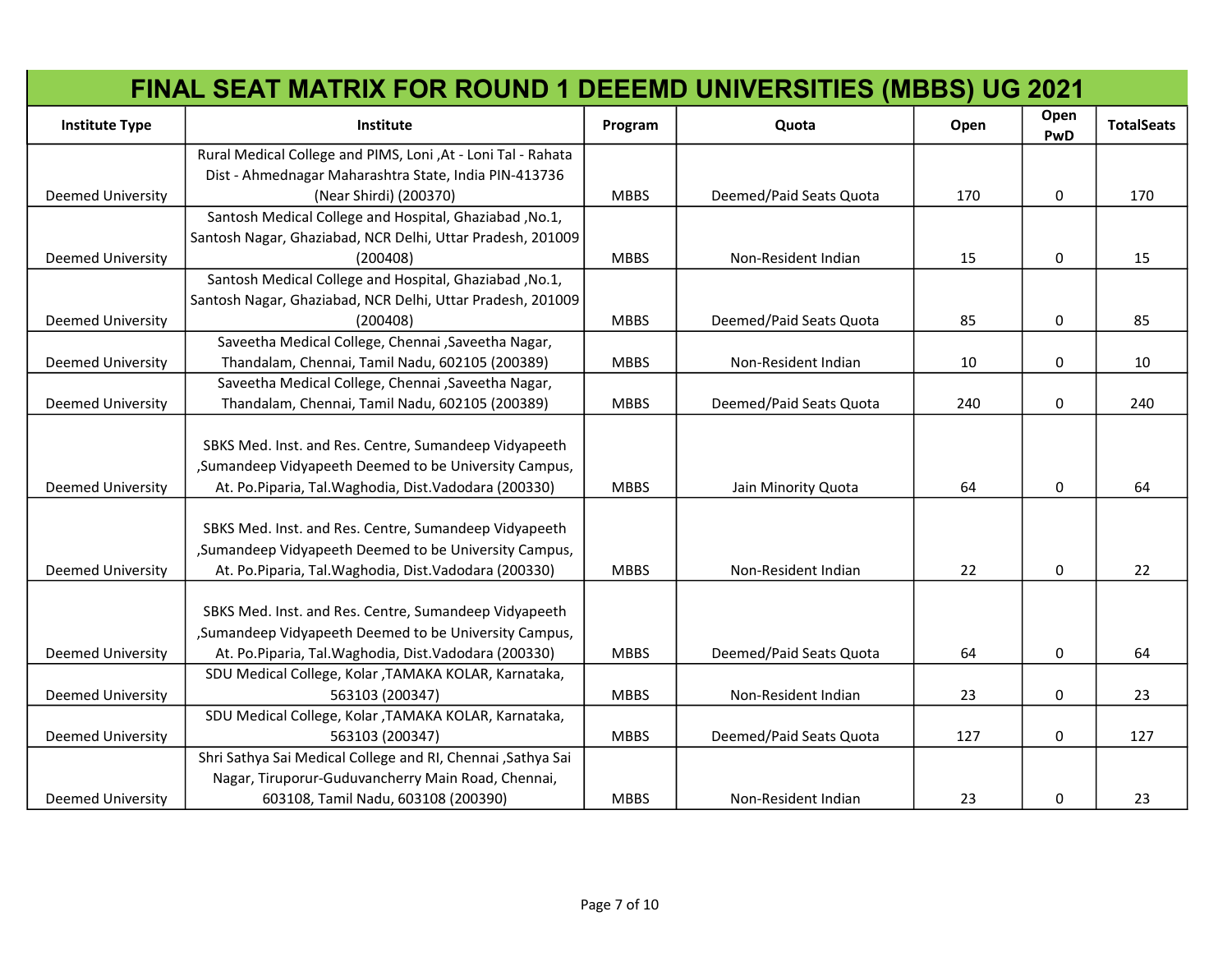# FINAL SEAT MATRIX FOR ROUND 1 DEEEMD UNIVERSITIES (MBBS) UG 2021

| Institute Type | Institute | Program | Quota | Open | Open PwD | TotalSeats |
|---|---|---|---|---|---|---|
| Deemed University | Rural Medical College and PIMS, Loni ,At - Loni Tal - Rahata Dist - Ahmednagar Maharashtra State, India PIN-413736 (Near Shirdi) (200370) | MBBS | Deemed/Paid Seats Quota | 170 | 0 | 170 |
| Deemed University | Santosh Medical College and Hospital, Ghaziabad ,No.1, Santosh Nagar, Ghaziabad, NCR Delhi, Uttar Pradesh, 201009 (200408) | MBBS | Non-Resident Indian | 15 | 0 | 15 |
| Deemed University | Santosh Medical College and Hospital, Ghaziabad ,No.1, Santosh Nagar, Ghaziabad, NCR Delhi, Uttar Pradesh, 201009 (200408) | MBBS | Deemed/Paid Seats Quota | 85 | 0 | 85 |
| Deemed University | Saveetha Medical College, Chennai ,Saveetha Nagar, Thandalam, Chennai, Tamil Nadu, 602105 (200389) | MBBS | Non-Resident Indian | 10 | 0 | 10 |
| Deemed University | Saveetha Medical College, Chennai ,Saveetha Nagar, Thandalam, Chennai, Tamil Nadu, 602105 (200389) | MBBS | Deemed/Paid Seats Quota | 240 | 0 | 240 |
| Deemed University | SBKS Med. Inst. and Res. Centre, Sumandeep Vidyapeeth ,Sumandeep Vidyapeeth Deemed to be University Campus, At. Po.Piparia, Tal.Waghodia, Dist.Vadodara (200330) | MBBS | Jain Minority Quota | 64 | 0 | 64 |
| Deemed University | SBKS Med. Inst. and Res. Centre, Sumandeep Vidyapeeth ,Sumandeep Vidyapeeth Deemed to be University Campus, At. Po.Piparia, Tal.Waghodia, Dist.Vadodara (200330) | MBBS | Non-Resident Indian | 22 | 0 | 22 |
| Deemed University | SBKS Med. Inst. and Res. Centre, Sumandeep Vidyapeeth ,Sumandeep Vidyapeeth Deemed to be University Campus, At. Po.Piparia, Tal.Waghodia, Dist.Vadodara (200330) | MBBS | Deemed/Paid Seats Quota | 64 | 0 | 64 |
| Deemed University | SDU Medical College, Kolar ,TAMAKA KOLAR, Karnataka, 563103 (200347) | MBBS | Non-Resident Indian | 23 | 0 | 23 |
| Deemed University | SDU Medical College, Kolar ,TAMAKA KOLAR, Karnataka, 563103 (200347) | MBBS | Deemed/Paid Seats Quota | 127 | 0 | 127 |
| Deemed University | Shri Sathya Sai Medical College and RI, Chennai ,Sathya Sai Nagar, Tiruporur-Guduvancherry Main Road, Chennai, 603108, Tamil Nadu, 603108 (200390) | MBBS | Non-Resident Indian | 23 | 0 | 23 |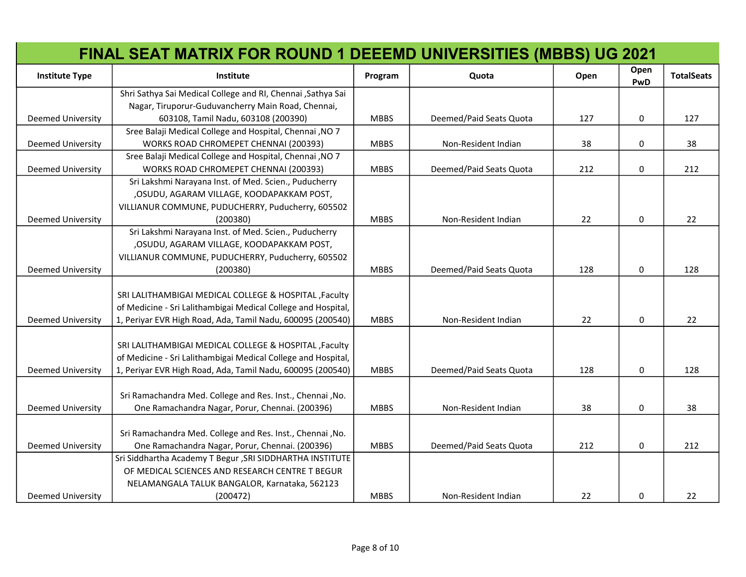# FINAL SEAT MATRIX FOR ROUND 1 DEEEMD UNIVERSITIES (MBBS) UG 2021

| Institute Type | Institute | Program | Quota | Open | Open PwD | TotalSeats |
|---|---|---|---|---|---|---|
| Deemed University | Shri Sathya Sai Medical College and RI, Chennai ,Sathya Sai Nagar, Tiruporur-Guduvancherry Main Road, Chennai, 603108, Tamil Nadu, 603108 (200390) | MBBS | Deemed/Paid Seats Quota | 127 | 0 | 127 |
| Deemed University | Sree Balaji Medical College and Hospital, Chennai ,NO 7 WORKS ROAD CHROMEPET CHENNAI (200393) | MBBS | Non-Resident Indian | 38 | 0 | 38 |
| Deemed University | Sree Balaji Medical College and Hospital, Chennai ,NO 7 WORKS ROAD CHROMEPET CHENNAI (200393) | MBBS | Deemed/Paid Seats Quota | 212 | 0 | 212 |
| Deemed University | Sri Lakshmi Narayana Inst. of Med. Scien., Puducherry ,OSUDU, AGARAM VILLAGE, KOODAPAKKAM POST, VILLIANUR COMMUNE, PUDUCHERRY, Puducherry, 605502 (200380) | MBBS | Non-Resident Indian | 22 | 0 | 22 |
| Deemed University | Sri Lakshmi Narayana Inst. of Med. Scien., Puducherry ,OSUDU, AGARAM VILLAGE, KOODAPAKKAM POST, VILLIANUR COMMUNE, PUDUCHERRY, Puducherry, 605502 (200380) | MBBS | Deemed/Paid Seats Quota | 128 | 0 | 128 |
| Deemed University | SRI LALITHAMBIGAI MEDICAL COLLEGE & HOSPITAL ,Faculty of Medicine - Sri Lalithambigai Medical College and Hospital, 1, Periyar EVR High Road, Ada, Tamil Nadu, 600095 (200540) | MBBS | Non-Resident Indian | 22 | 0 | 22 |
| Deemed University | SRI LALITHAMBIGAI MEDICAL COLLEGE & HOSPITAL ,Faculty of Medicine - Sri Lalithambigai Medical College and Hospital, 1, Periyar EVR High Road, Ada, Tamil Nadu, 600095 (200540) | MBBS | Deemed/Paid Seats Quota | 128 | 0 | 128 |
| Deemed University | Sri Ramachandra Med. College and Res. Inst., Chennai ,No. One Ramachandra Nagar, Porur, Chennai. (200396) | MBBS | Non-Resident Indian | 38 | 0 | 38 |
| Deemed University | Sri Ramachandra Med. College and Res. Inst., Chennai ,No. One Ramachandra Nagar, Porur, Chennai. (200396) | MBBS | Deemed/Paid Seats Quota | 212 | 0 | 212 |
| Deemed University | Sri Siddhartha Academy T Begur ,SRI SIDDHARTHA INSTITUTE OF MEDICAL SCIENCES AND RESEARCH CENTRE T BEGUR NELAMANGALA TALUK BANGALOR, Karnataka, 562123 (200472) | MBBS | Non-Resident Indian | 22 | 0 | 22 |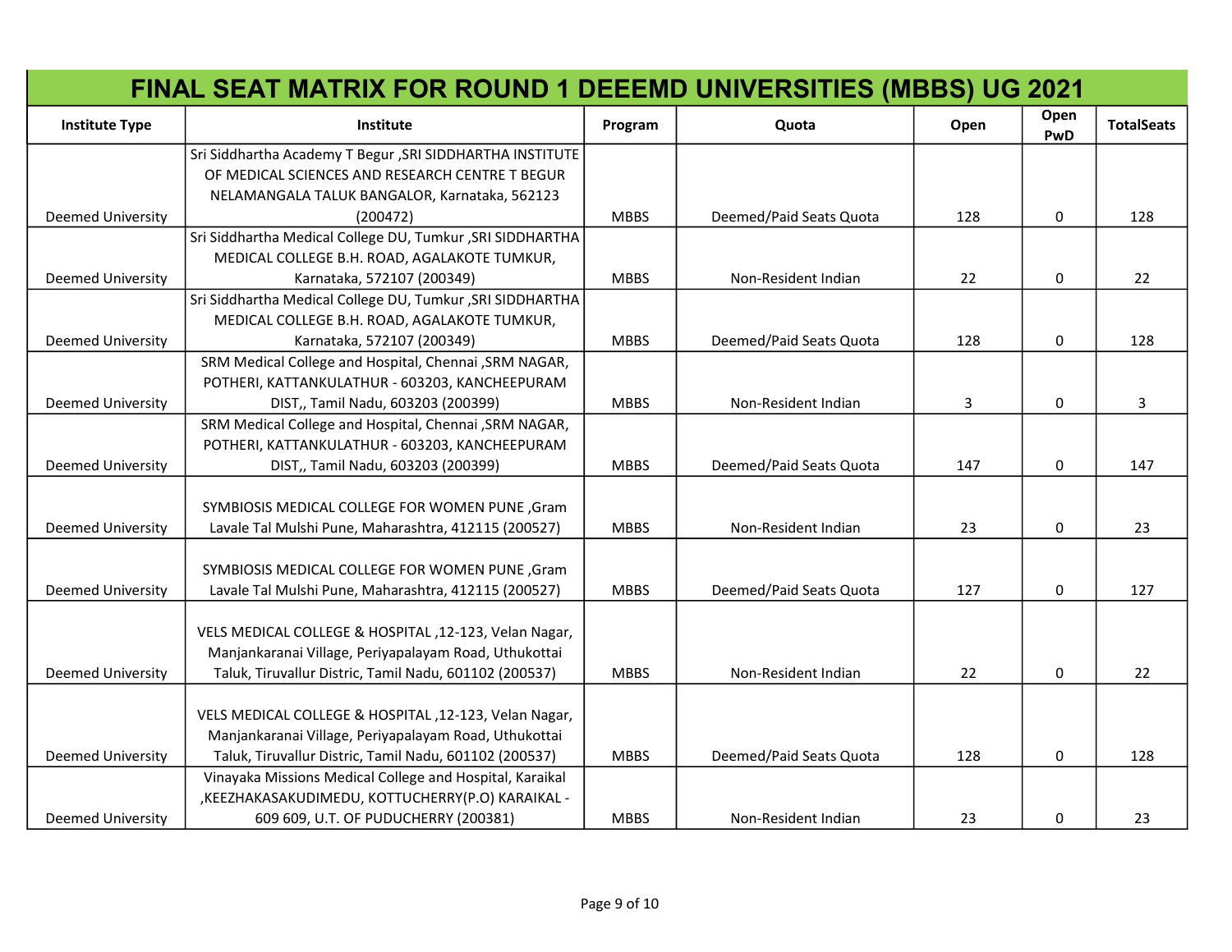# FINAL SEAT MATRIX FOR ROUND 1 DEEEMD UNIVERSITIES (MBBS) UG 2021

| Institute Type | Institute | Program | Quota | Open | Open PwD | TotalSeats |
|---|---|---|---|---|---|---|
| Deemed University | Sri Siddhartha Academy T Begur ,SRI SIDDHARTHA INSTITUTE OF MEDICAL SCIENCES AND RESEARCH CENTRE T BEGUR NELAMANGALA TALUK BANGALOR, Karnataka, 562123 (200472) | MBBS | Deemed/Paid Seats Quota | 128 | 0 | 128 |
| Deemed University | Sri Siddhartha Medical College DU, Tumkur ,SRI SIDDHARTHA MEDICAL COLLEGE B.H. ROAD, AGALAKOTE TUMKUR, Karnataka, 572107 (200349) | MBBS | Non-Resident Indian | 22 | 0 | 22 |
| Deemed University | Sri Siddhartha Medical College DU, Tumkur ,SRI SIDDHARTHA MEDICAL COLLEGE B.H. ROAD, AGALAKOTE TUMKUR, Karnataka, 572107 (200349) | MBBS | Deemed/Paid Seats Quota | 128 | 0 | 128 |
| Deemed University | SRM Medical College and Hospital, Chennai ,SRM NAGAR, POTHERI, KATTANKULATHUR - 603203, KANCHEEPURAM DIST,, Tamil Nadu, 603203 (200399) | MBBS | Non-Resident Indian | 3 | 0 | 3 |
| Deemed University | SRM Medical College and Hospital, Chennai ,SRM NAGAR, POTHERI, KATTANKULATHUR - 603203, KANCHEEPURAM DIST,, Tamil Nadu, 603203 (200399) | MBBS | Deemed/Paid Seats Quota | 147 | 0 | 147 |
| Deemed University | SYMBIOSIS MEDICAL COLLEGE FOR WOMEN PUNE ,Gram Lavale Tal Mulshi Pune, Maharashtra, 412115 (200527) | MBBS | Non-Resident Indian | 23 | 0 | 23 |
| Deemed University | SYMBIOSIS MEDICAL COLLEGE FOR WOMEN PUNE ,Gram Lavale Tal Mulshi Pune, Maharashtra, 412115 (200527) | MBBS | Deemed/Paid Seats Quota | 127 | 0 | 127 |
| Deemed University | VELS MEDICAL COLLEGE & HOSPITAL ,12-123, Velan Nagar, Manjankaranai Village, Periyapalayam Road, Uthukottai Taluk, Tiruvallur Distric, Tamil Nadu, 601102 (200537) | MBBS | Non-Resident Indian | 22 | 0 | 22 |
| Deemed University | VELS MEDICAL COLLEGE & HOSPITAL ,12-123, Velan Nagar, Manjankaranai Village, Periyapalayam Road, Uthukottai Taluk, Tiruvallur Distric, Tamil Nadu, 601102 (200537) | MBBS | Deemed/Paid Seats Quota | 128 | 0 | 128 |
| Deemed University | Vinayaka Missions Medical College and Hospital, Karaikal ,KEEZHAKASAKUDIMEDU, KOTTUCHERRY(P.O) KARAIKAL - 609 609, U.T. OF PUDUCHERRY (200381) | MBBS | Non-Resident Indian | 23 | 0 | 23 |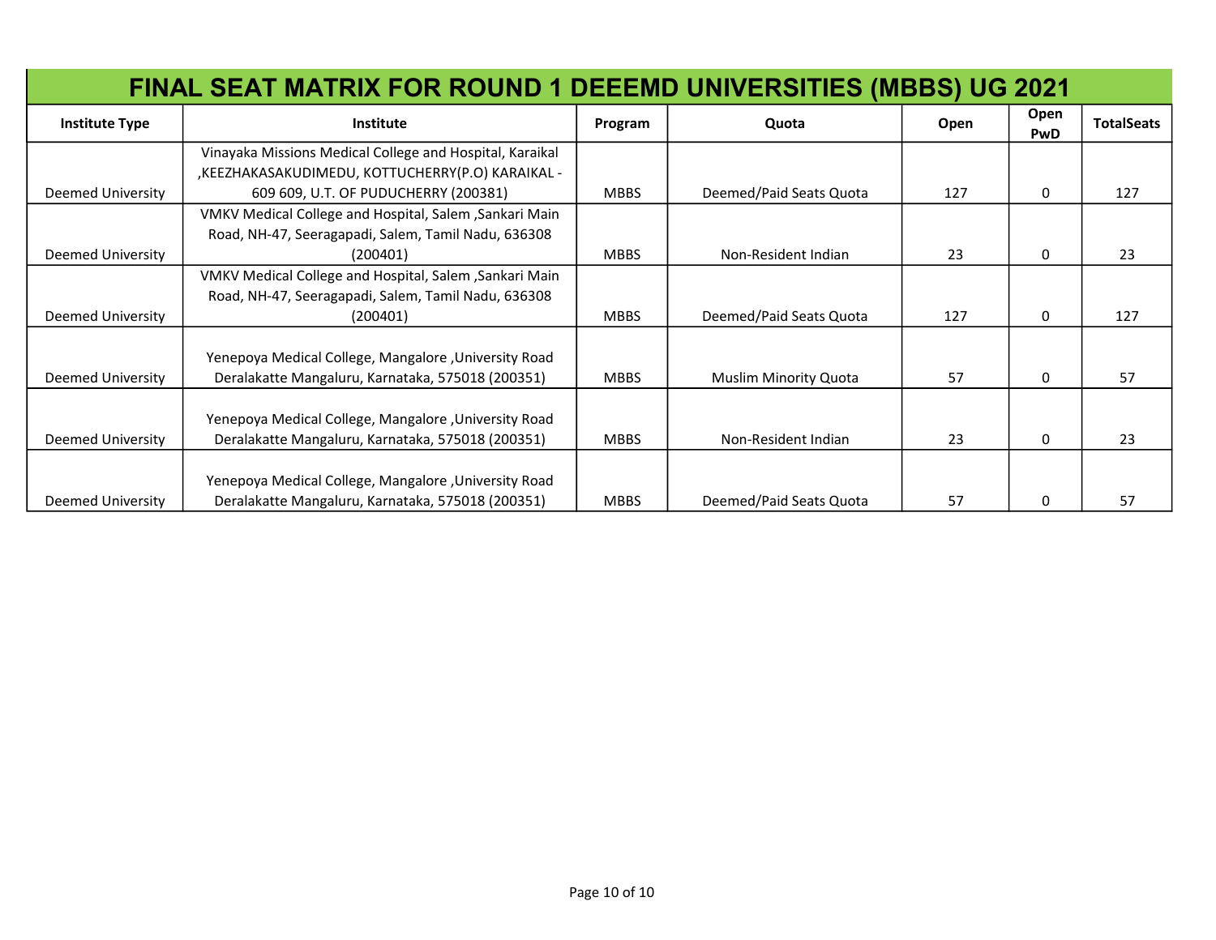# FINAL SEAT MATRIX FOR ROUND 1 DEEEMD UNIVERSITIES (MBBS) UG 2021

| Institute Type | Institute | Program | Quota | Open | Open PwD | TotalSeats |
|---|---|---|---|---|---|---|
| Deemed University | Vinayaka Missions Medical College and Hospital, Karaikal ,KEEZHAKASAKUDIMEDU, KOTTUCHERRY(P.O) KARAIKAL - 609 609, U.T. OF PUDUCHERRY (200381) | MBBS | Deemed/Paid Seats Quota | 127 | 0 | 127 |
| Deemed University | VMKV Medical College and Hospital, Salem ,Sankari Main Road, NH-47, Seeragapadi, Salem, Tamil Nadu, 636308 (200401) | MBBS | Non-Resident Indian | 23 | 0 | 23 |
| Deemed University | VMKV Medical College and Hospital, Salem ,Sankari Main Road, NH-47, Seeragapadi, Salem, Tamil Nadu, 636308 (200401) | MBBS | Deemed/Paid Seats Quota | 127 | 0 | 127 |
| Deemed University | Yenepoya Medical College, Mangalore ,University Road Deralakatte Mangaluru, Karnataka, 575018 (200351) | MBBS | Muslim Minority Quota | 57 | 0 | 57 |
| Deemed University | Yenepoya Medical College, Mangalore ,University Road Deralakatte Mangaluru, Karnataka, 575018 (200351) | MBBS | Non-Resident Indian | 23 | 0 | 23 |
| Deemed University | Yenepoya Medical College, Mangalore ,University Road Deralakatte Mangaluru, Karnataka, 575018 (200351) | MBBS | Deemed/Paid Seats Quota | 57 | 0 | 57 |